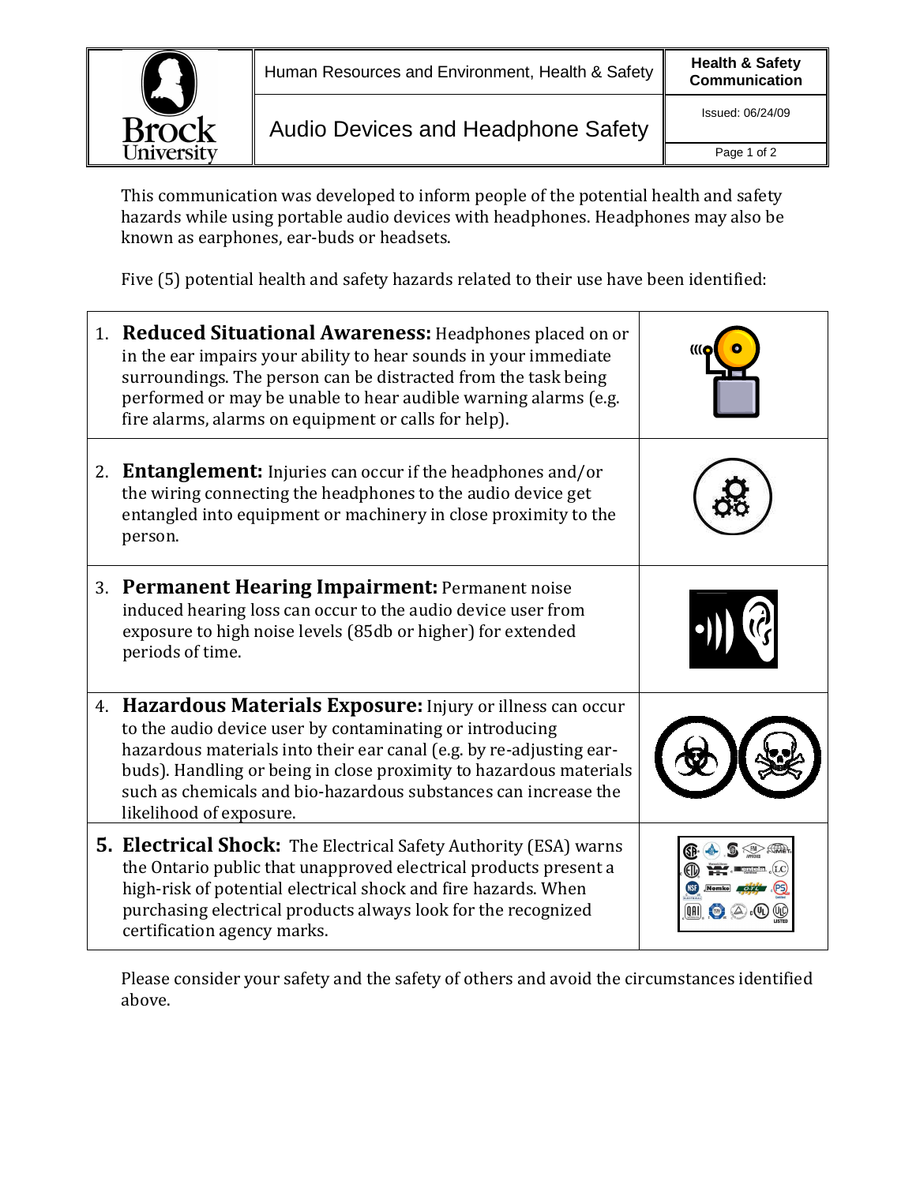| Brock University | Human Resources and Environment, Health & Safety | **Health & Safety Communication** |
|---|---|---|
| | Audio Devices and Headphone Safety | Issued: 06/24/09 |

This communication was developed to inform people of the potential health and safety hazards while using portable audio devices with headphones. Headphones may also be known as earphones, ear-buds or headsets.

Five (5) potential health and safety hazards related to their use have been identified:

1. **Reduced Situational Awareness:** Headphones placed on or in the ear impairs your ability to hear sounds in your immediate surroundings. The person can be distracted from the task being performed or may be unable to hear audible warning alarms (e.g. fire alarms, alarms on equipment or calls for help).

2. **Entanglement:** Injuries can occur if the headphones and/or the wiring connecting the headphones to the audio device get entangled into equipment or machinery in close proximity to the person.

3. **Permanent Hearing Impairment:** Permanent noise induced hearing loss can occur to the audio device user from exposure to high noise levels (85db or higher) for extended periods of time.

4. **Hazardous Materials Exposure:** Injury or illness can occur to the audio device user by contaminating or introducing hazardous materials into their ear canal (e.g. by re-adjusting ear-buds). Handling or being in close proximity to hazardous materials such as chemicals and bio-hazardous substances can increase the likelihood of exposure.

5. **Electrical Shock:** The Electrical Safety Authority (ESA) warns the Ontario public that unapproved electrical products present a high-risk of potential electrical shock and fire hazards. When purchasing electrical products always look for the recognized certification agency marks.

Please consider your safety and the safety of others and avoid the circumstances identified above.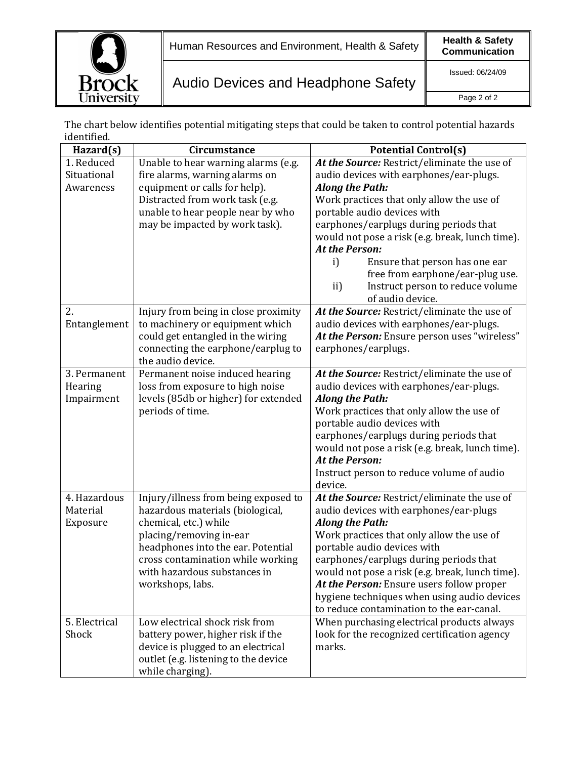The chart below identifies potential mitigating steps that could be taken to control potential hazards identified.

| Hazard(s) | Circumstance | Potential Control(s) |
|---|---|---|
| 1. Reduced Situational Awareness | Unable to hear warning alarms (e.g. fire alarms, warning alarms on equipment or calls for help). Distracted from work task (e.g. unable to hear people near by who may be impacted by work task). | ***At the Source:*** Restrict/eliminate the use of audio devices with earphones/ear-plugs. ***Along the Path:*** Work practices that only allow the use of portable audio devices with earphones/earplugs during periods that would not pose a risk (e.g. break, lunch time). ***At the Person:*** i) Ensure that person has one ear free from earphone/ear-plug use. ii) Instruct person to reduce volume of audio device. |
| 2. Entanglement | Injury from being in close proximity to machinery or equipment which could get entangled in the wiring connecting the earphone/earplug to the audio device. | ***At the Source:*** Restrict/eliminate the use of audio devices with earphones/ear-plugs. ***At the Person:*** Ensure person uses "wireless" earphones/earplugs. |
| 3. Permanent Hearing Impairment | Permanent noise induced hearing loss from exposure to high noise levels (85db or higher) for extended periods of time. | ***At the Source:*** Restrict/eliminate the use of audio devices with earphones/ear-plugs. ***Along the Path:*** Work practices that only allow the use of portable audio devices with earphones/earplugs during periods that would not pose a risk (e.g. break, lunch time). ***At the Person:*** Instruct person to reduce volume of audio device. |
| 4. Hazardous Material Exposure | Injury/illness from being exposed to hazardous materials (biological, chemical, etc.) while placing/removing in-ear headphones into the ear. Potential cross contamination while working with hazardous substances in workshops, labs. | ***At the Source:*** Restrict/eliminate the use of audio devices with earphones/ear-plugs ***Along the Path:*** Work practices that only allow the use of portable audio devices with earphones/earplugs during periods that would not pose a risk (e.g. break, lunch time). ***At the Person:*** Ensure users follow proper hygiene techniques when using audio devices to reduce contamination to the ear-canal. |
| 5. Electrical Shock | Low electrical shock risk from battery power, higher risk if the device is plugged to an electrical outlet (e.g. listening to the device while charging). | When purchasing electrical products always look for the recognized certification agency marks. |